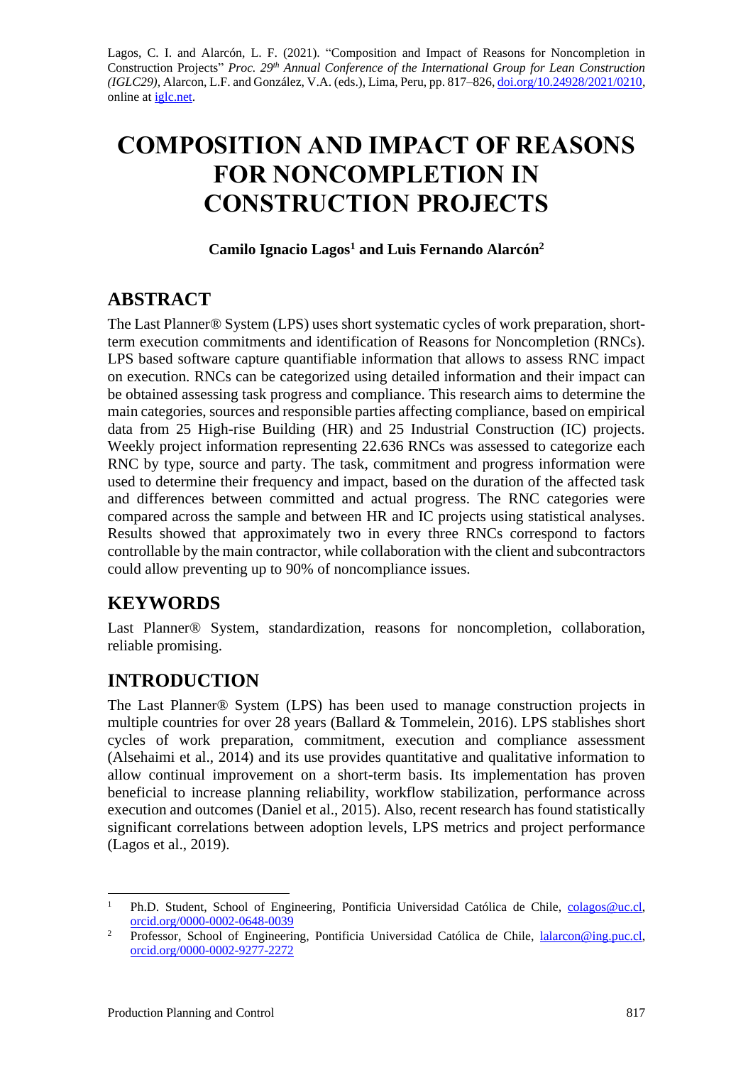Lagos, C. I. and Alarcón, L. F. (2021). "Composition and Impact of Reasons for Noncompletion in Construction Projects" *Proc. 29th Annual Conference of the International Group for Lean Construction (IGLC29)*, Alarcon, L.F. and González, V.A. (eds.), Lima, Peru, pp. 817–826, doi.org/10.24928/2021/0210, online at iglc.net.

# COMPOSITION AND IMPACT OF REASONS FOR NONCOMPLETION IN CONSTRUCTION PROJECTS

**Camilo Ignacio Lagos[1] and Luis Fernando Alarcón[2]**

## ABSTRACT

The Last Planner® System (LPS) uses short systematic cycles of work preparation, short-term execution commitments and identification of Reasons for Noncompletion (RNCs). LPS based software capture quantifiable information that allows to assess RNC impact on execution. RNCs can be categorized using detailed information and their impact can be obtained assessing task progress and compliance. This research aims to determine the main categories, sources and responsible parties affecting compliance, based on empirical data from 25 High-rise Building (HR) and 25 Industrial Construction (IC) projects. Weekly project information representing 22.636 RNCs was assessed to categorize each RNC by type, source and party. The task, commitment and progress information were used to determine their frequency and impact, based on the duration of the affected task and differences between committed and actual progress. The RNC categories were compared across the sample and between HR and IC projects using statistical analyses. Results showed that approximately two in every three RNCs correspond to factors controllable by the main contractor, while collaboration with the client and subcontractors could allow preventing up to 90% of noncompliance issues.

## KEYWORDS

Last Planner® System, standardization, reasons for noncompletion, collaboration, reliable promising.

## INTRODUCTION

The Last Planner® System (LPS) has been used to manage construction projects in multiple countries for over 28 years (Ballard & Tommelein, 2016). LPS stablishes short cycles of work preparation, commitment, execution and compliance assessment (Alsehaimi et al., 2014) and its use provides quantitative and qualitative information to allow continual improvement on a short-term basis. Its implementation has proven beneficial to increase planning reliability, workflow stabilization, performance across execution and outcomes (Daniel et al., 2015). Also, recent research has found statistically significant correlations between adoption levels, LPS metrics and project performance (Lagos et al., 2019).

[1] Ph.D. Student, School of Engineering, Pontificia Universidad Católica de Chile, colagos@uc.cl, orcid.org/0000-0002-0648-0039

[2] Professor, School of Engineering, Pontificia Universidad Católica de Chile, lalarcon@ing.puc.cl, orcid.org/0000-0002-9277-2272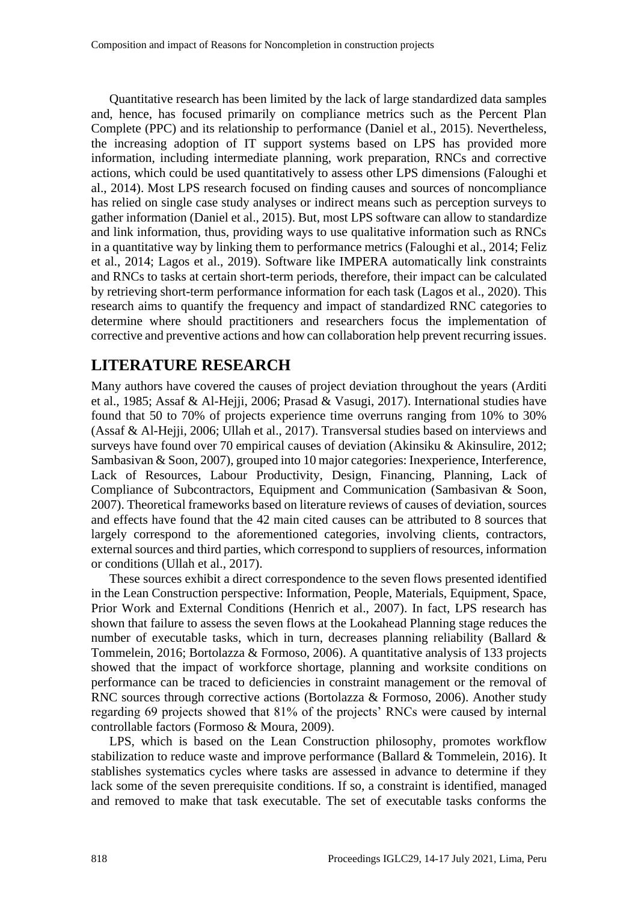Quantitative research has been limited by the lack of large standardized data samples and, hence, has focused primarily on compliance metrics such as the Percent Plan Complete (PPC) and its relationship to performance (Daniel et al., 2015). Nevertheless, the increasing adoption of IT support systems based on LPS has provided more information, including intermediate planning, work preparation, RNCs and corrective actions, which could be used quantitatively to assess other LPS dimensions (Faloughi et al., 2014). Most LPS research focused on finding causes and sources of noncompliance has relied on single case study analyses or indirect means such as perception surveys to gather information (Daniel et al., 2015). But, most LPS software can allow to standardize and link information, thus, providing ways to use qualitative information such as RNCs in a quantitative way by linking them to performance metrics (Faloughi et al., 2014; Feliz et al., 2014; Lagos et al., 2019). Software like IMPERA automatically link constraints and RNCs to tasks at certain short-term periods, therefore, their impact can be calculated by retrieving short-term performance information for each task (Lagos et al., 2020). This research aims to quantify the frequency and impact of standardized RNC categories to determine where should practitioners and researchers focus the implementation of corrective and preventive actions and how can collaboration help prevent recurring issues.

## LITERATURE RESEARCH

Many authors have covered the causes of project deviation throughout the years (Arditi et al., 1985; Assaf & Al-Hejji, 2006; Prasad & Vasugi, 2017). International studies have found that 50 to 70% of projects experience time overruns ranging from 10% to 30% (Assaf & Al-Hejji, 2006; Ullah et al., 2017). Transversal studies based on interviews and surveys have found over 70 empirical causes of deviation (Akinsiku & Akinsulire, 2012; Sambasivan & Soon, 2007), grouped into 10 major categories: Inexperience, Interference, Lack of Resources, Labour Productivity, Design, Financing, Planning, Lack of Compliance of Subcontractors, Equipment and Communication (Sambasivan & Soon, 2007). Theoretical frameworks based on literature reviews of causes of deviation, sources and effects have found that the 42 main cited causes can be attributed to 8 sources that largely correspond to the aforementioned categories, involving clients, contractors, external sources and third parties, which correspond to suppliers of resources, information or conditions (Ullah et al., 2017).

These sources exhibit a direct correspondence to the seven flows presented identified in the Lean Construction perspective: Information, People, Materials, Equipment, Space, Prior Work and External Conditions (Henrich et al., 2007). In fact, LPS research has shown that failure to assess the seven flows at the Lookahead Planning stage reduces the number of executable tasks, which in turn, decreases planning reliability (Ballard & Tommelein, 2016; Bortolazza & Formoso, 2006). A quantitative analysis of 133 projects showed that the impact of workforce shortage, planning and worksite conditions on performance can be traced to deficiencies in constraint management or the removal of RNC sources through corrective actions (Bortolazza & Formoso, 2006). Another study regarding 69 projects showed that 81% of the projects' RNCs were caused by internal controllable factors (Formoso & Moura, 2009).

LPS, which is based on the Lean Construction philosophy, promotes workflow stabilization to reduce waste and improve performance (Ballard & Tommelein, 2016). It stablishes systematics cycles where tasks are assessed in advance to determine if they lack some of the seven prerequisite conditions. If so, a constraint is identified, managed and removed to make that task executable. The set of executable tasks conforms the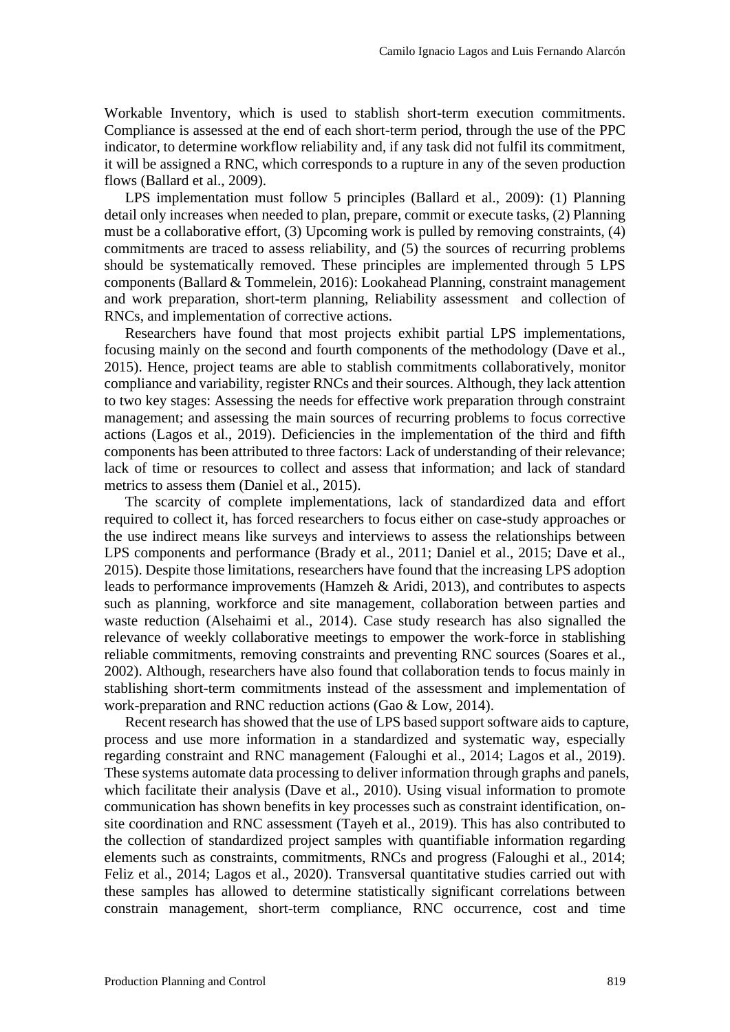Workable Inventory, which is used to stablish short-term execution commitments. Compliance is assessed at the end of each short-term period, through the use of the PPC indicator, to determine workflow reliability and, if any task did not fulfil its commitment, it will be assigned a RNC, which corresponds to a rupture in any of the seven production flows (Ballard et al., 2009).

LPS implementation must follow 5 principles (Ballard et al., 2009): (1) Planning detail only increases when needed to plan, prepare, commit or execute tasks, (2) Planning must be a collaborative effort, (3) Upcoming work is pulled by removing constraints, (4) commitments are traced to assess reliability, and (5) the sources of recurring problems should be systematically removed. These principles are implemented through 5 LPS components (Ballard & Tommelein, 2016): Lookahead Planning, constraint management and work preparation, short-term planning, Reliability assessment and collection of RNCs, and implementation of corrective actions.

Researchers have found that most projects exhibit partial LPS implementations, focusing mainly on the second and fourth components of the methodology (Dave et al., 2015). Hence, project teams are able to stablish commitments collaboratively, monitor compliance and variability, register RNCs and their sources. Although, they lack attention to two key stages: Assessing the needs for effective work preparation through constraint management; and assessing the main sources of recurring problems to focus corrective actions (Lagos et al., 2019). Deficiencies in the implementation of the third and fifth components has been attributed to three factors: Lack of understanding of their relevance; lack of time or resources to collect and assess that information; and lack of standard metrics to assess them (Daniel et al., 2015).

The scarcity of complete implementations, lack of standardized data and effort required to collect it, has forced researchers to focus either on case-study approaches or the use indirect means like surveys and interviews to assess the relationships between LPS components and performance (Brady et al., 2011; Daniel et al., 2015; Dave et al., 2015). Despite those limitations, researchers have found that the increasing LPS adoption leads to performance improvements (Hamzeh & Aridi, 2013), and contributes to aspects such as planning, workforce and site management, collaboration between parties and waste reduction (Alsehaimi et al., 2014). Case study research has also signalled the relevance of weekly collaborative meetings to empower the work-force in stablishing reliable commitments, removing constraints and preventing RNC sources (Soares et al., 2002). Although, researchers have also found that collaboration tends to focus mainly in stablishing short-term commitments instead of the assessment and implementation of work-preparation and RNC reduction actions (Gao & Low, 2014).

Recent research has showed that the use of LPS based support software aids to capture, process and use more information in a standardized and systematic way, especially regarding constraint and RNC management (Faloughi et al., 2014; Lagos et al., 2019). These systems automate data processing to deliver information through graphs and panels, which facilitate their analysis (Dave et al., 2010). Using visual information to promote communication has shown benefits in key processes such as constraint identification, on-site coordination and RNC assessment (Tayeh et al., 2019). This has also contributed to the collection of standardized project samples with quantifiable information regarding elements such as constraints, commitments, RNCs and progress (Faloughi et al., 2014; Feliz et al., 2014; Lagos et al., 2020). Transversal quantitative studies carried out with these samples has allowed to determine statistically significant correlations between constrain management, short-term compliance, RNC occurrence, cost and time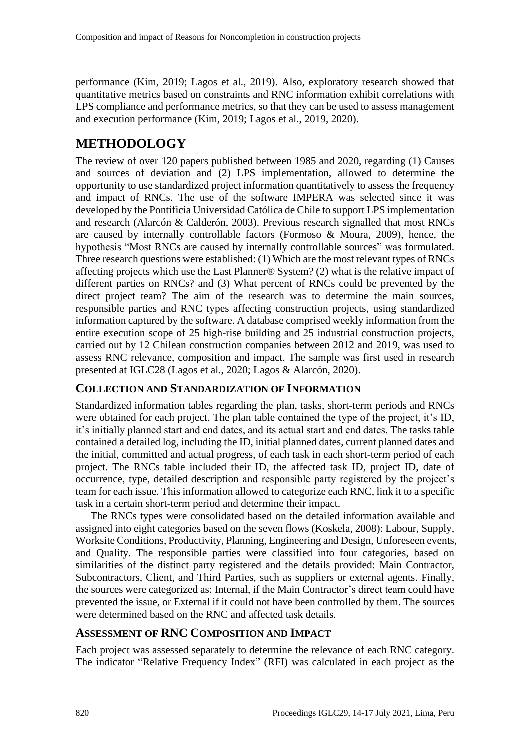performance (Kim, 2019; Lagos et al., 2019). Also, exploratory research showed that quantitative metrics based on constraints and RNC information exhibit correlations with LPS compliance and performance metrics, so that they can be used to assess management and execution performance (Kim, 2019; Lagos et al., 2019, 2020).

# METHODOLOGY

The review of over 120 papers published between 1985 and 2020, regarding (1) Causes and sources of deviation and (2) LPS implementation, allowed to determine the opportunity to use standardized project information quantitatively to assess the frequency and impact of RNCs. The use of the software IMPERA was selected since it was developed by the Pontificia Universidad Católica de Chile to support LPS implementation and research (Alarcón & Calderón, 2003). Previous research signalled that most RNCs are caused by internally controllable factors (Formoso & Moura, 2009), hence, the hypothesis "Most RNCs are caused by internally controllable sources" was formulated. Three research questions were established: (1) Which are the most relevant types of RNCs affecting projects which use the Last Planner® System? (2) what is the relative impact of different parties on RNCs? and (3) What percent of RNCs could be prevented by the direct project team? The aim of the research was to determine the main sources, responsible parties and RNC types affecting construction projects, using standardized information captured by the software. A database comprised weekly information from the entire execution scope of 25 high-rise building and 25 industrial construction projects, carried out by 12 Chilean construction companies between 2012 and 2019, was used to assess RNC relevance, composition and impact. The sample was first used in research presented at IGLC28 (Lagos et al., 2020; Lagos & Alarcón, 2020).

## COLLECTION AND STANDARDIZATION OF INFORMATION

Standardized information tables regarding the plan, tasks, short-term periods and RNCs were obtained for each project. The plan table contained the type of the project, it's ID, it's initially planned start and end dates, and its actual start and end dates. The tasks table contained a detailed log, including the ID, initial planned dates, current planned dates and the initial, committed and actual progress, of each task in each short-term period of each project. The RNCs table included their ID, the affected task ID, project ID, date of occurrence, type, detailed description and responsible party registered by the project's team for each issue. This information allowed to categorize each RNC, link it to a specific task in a certain short-term period and determine their impact.

The RNCs types were consolidated based on the detailed information available and assigned into eight categories based on the seven flows (Koskela, 2008): Labour, Supply, Worksite Conditions, Productivity, Planning, Engineering and Design, Unforeseen events, and Quality. The responsible parties were classified into four categories, based on similarities of the distinct party registered and the details provided: Main Contractor, Subcontractors, Client, and Third Parties, such as suppliers or external agents. Finally, the sources were categorized as: Internal, if the Main Contractor's direct team could have prevented the issue, or External if it could not have been controlled by them. The sources were determined based on the RNC and affected task details.

## ASSESSMENT OF RNC COMPOSITION AND IMPACT

Each project was assessed separately to determine the relevance of each RNC category. The indicator "Relative Frequency Index" (RFI) was calculated in each project as the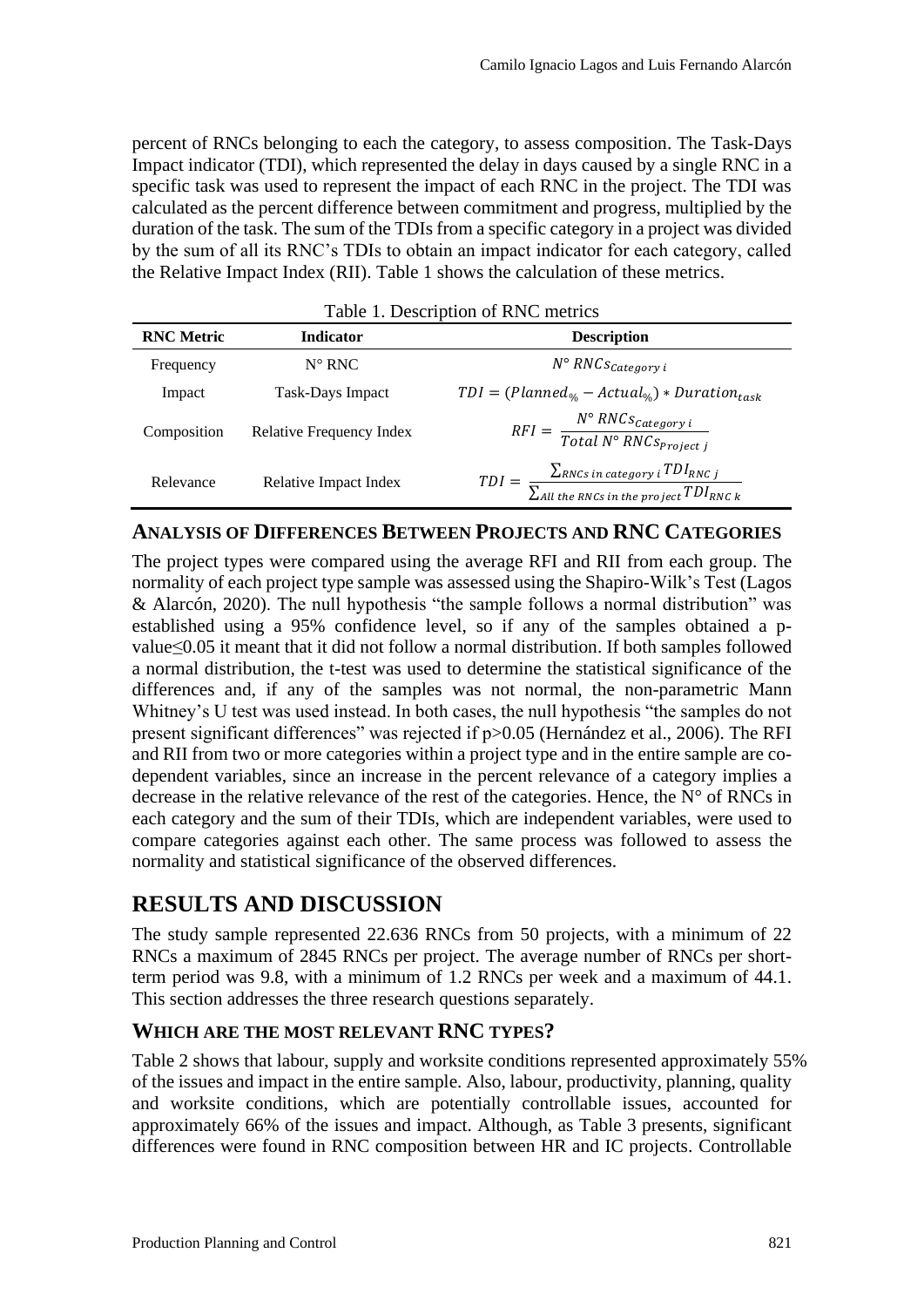percent of RNCs belonging to each the category, to assess composition. The Task-Days Impact indicator (TDI), which represented the delay in days caused by a single RNC in a specific task was used to represent the impact of each RNC in the project. The TDI was calculated as the percent difference between commitment and progress, multiplied by the duration of the task. The sum of the TDIs from a specific category in a project was divided by the sum of all its RNC's TDIs to obtain an impact indicator for each category, called the Relative Impact Index (RII). Table 1 shows the calculation of these metrics.

Table 1. Description of RNC metrics

| RNC Metric | Indicator | Description |
|---|---|---|
| Frequency | N° RNC | $N°\ RNCs_{Category\ i}$ |
| Impact | Task-Days Impact | $TDI = (Planned_{\%} - Actual_{\%}) * Duration_{task}$ |
| Composition | Relative Frequency Index | $RFI = \frac{N°\ RNCs_{Category\ i}}{Total\ N°\ RNCs_{Project\ j}}$ |
| Relevance | Relative Impact Index | $TDI = \frac{\sum_{RNCs\ in\ category\ i} TDI_{RNC\ j}}{\sum_{All\ the\ RNCs\ in\ the\ project} TDI_{RNC\ k}}$ |

### Analysis of Differences Between Projects and RNC Categories

The project types were compared using the average RFI and RII from each group. The normality of each project type sample was assessed using the Shapiro-Wilk's Test (Lagos & Alarcón, 2020). The null hypothesis "the sample follows a normal distribution" was established using a 95% confidence level, so if any of the samples obtained a p-value≤0.05 it meant that it did not follow a normal distribution. If both samples followed a normal distribution, the t-test was used to determine the statistical significance of the differences and, if any of the samples was not normal, the non-parametric Mann Whitney's U test was used instead. In both cases, the null hypothesis "the samples do not present significant differences" was rejected if p>0.05 (Hernández et al., 2006). The RFI and RII from two or more categories within a project type and in the entire sample are co-dependent variables, since an increase in the percent relevance of a category implies a decrease in the relative relevance of the rest of the categories. Hence, the N° of RNCs in each category and the sum of their TDIs, which are independent variables, were used to compare categories against each other. The same process was followed to assess the normality and statistical significance of the observed differences.

## RESULTS AND DISCUSSION

The study sample represented 22.636 RNCs from 50 projects, with a minimum of 22 RNCs a maximum of 2845 RNCs per project. The average number of RNCs per short-term period was 9.8, with a minimum of 1.2 RNCs per week and a maximum of 44.1. This section addresses the three research questions separately.

### Which are the most relevant RNC types?

Table 2 shows that labour, supply and worksite conditions represented approximately 55% of the issues and impact in the entire sample. Also, labour, productivity, planning, quality and worksite conditions, which are potentially controllable issues, accounted for approximately 66% of the issues and impact. Although, as Table 3 presents, significant differences were found in RNC composition between HR and IC projects. Controllable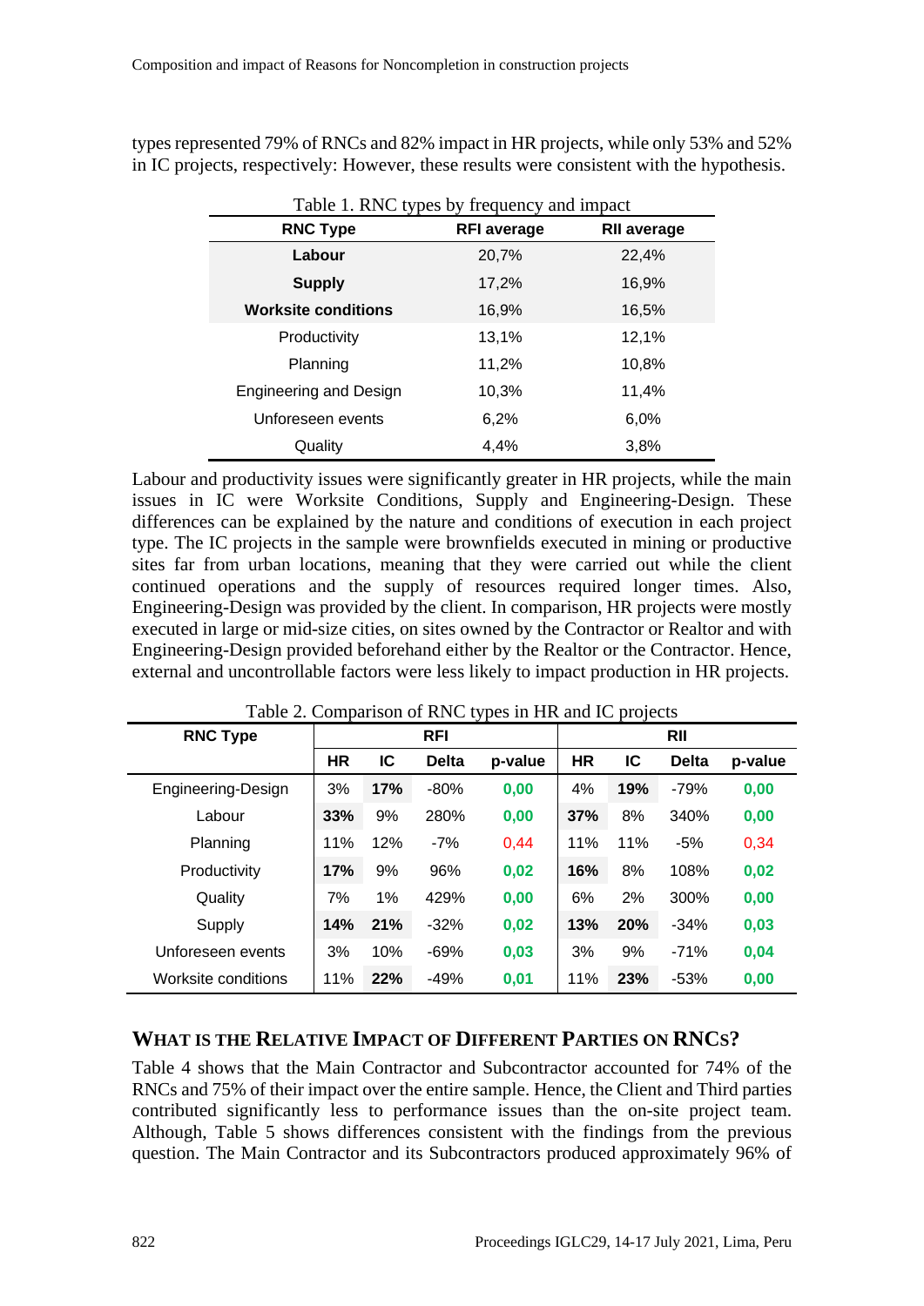types represented 79% of RNCs and 82% impact in HR projects, while only 53% and 52% in IC projects, respectively: However, these results were consistent with the hypothesis.

Table 1. RNC types by frequency and impact

| RNC Type | RFI average | RII average |
|---|---|---|
| **Labour** | 20,7% | 22,4% |
| **Supply** | 17,2% | 16,9% |
| **Worksite conditions** | 16,9% | 16,5% |
| Productivity | 13,1% | 12,1% |
| Planning | 11,2% | 10,8% |
| Engineering and Design | 10,3% | 11,4% |
| Unforeseen events | 6,2% | 6,0% |
| Quality | 4,4% | 3,8% |

Labour and productivity issues were significantly greater in HR projects, while the main issues in IC were Worksite Conditions, Supply and Engineering-Design. These differences can be explained by the nature and conditions of execution in each project type. The IC projects in the sample were brownfields executed in mining or productive sites far from urban locations, meaning that they were carried out while the client continued operations and the supply of resources required longer times. Also, Engineering-Design was provided by the client. In comparison, HR projects were mostly executed in large or mid-size cities, on sites owned by the Contractor or Realtor and with Engineering-Design provided beforehand either by the Realtor or the Contractor. Hence, external and uncontrollable factors were less likely to impact production in HR projects.

Table 2. Comparison of RNC types in HR and IC projects

| RNC Type | RFI | | | | RII | | | |
|---|---|---|---|---|---|---|---|---|
| | HR | IC | Delta | p-value | HR | IC | Delta | p-value |
| Engineering-Design | 3% | **17%** | -80% | 0,00 | 4% | **19%** | -79% | 0,00 |
| Labour | **33%** | 9% | 280% | 0,00 | **37%** | 8% | 340% | 0,00 |
| Planning | 11% | 12% | -7% | 0,44 | 11% | 11% | -5% | 0,34 |
| Productivity | **17%** | 9% | 96% | 0,02 | **16%** | 8% | 108% | 0,02 |
| Quality | 7% | 1% | 429% | 0,00 | 6% | 2% | 300% | 0,00 |
| Supply | **14%** | **21%** | -32% | 0,02 | **13%** | **20%** | -34% | 0,03 |
| Unforeseen events | 3% | 10% | -69% | 0,03 | 3% | 9% | -71% | 0,04 |
| Worksite conditions | 11% | **22%** | -49% | 0,01 | 11% | **23%** | -53% | 0,00 |

## WHAT IS THE RELATIVE IMPACT OF DIFFERENT PARTIES ON RNCS?

Table 4 shows that the Main Contractor and Subcontractor accounted for 74% of the RNCs and 75% of their impact over the entire sample. Hence, the Client and Third parties contributed significantly less to performance issues than the on-site project team. Although, Table 5 shows differences consistent with the findings from the previous question. The Main Contractor and its Subcontractors produced approximately 96% of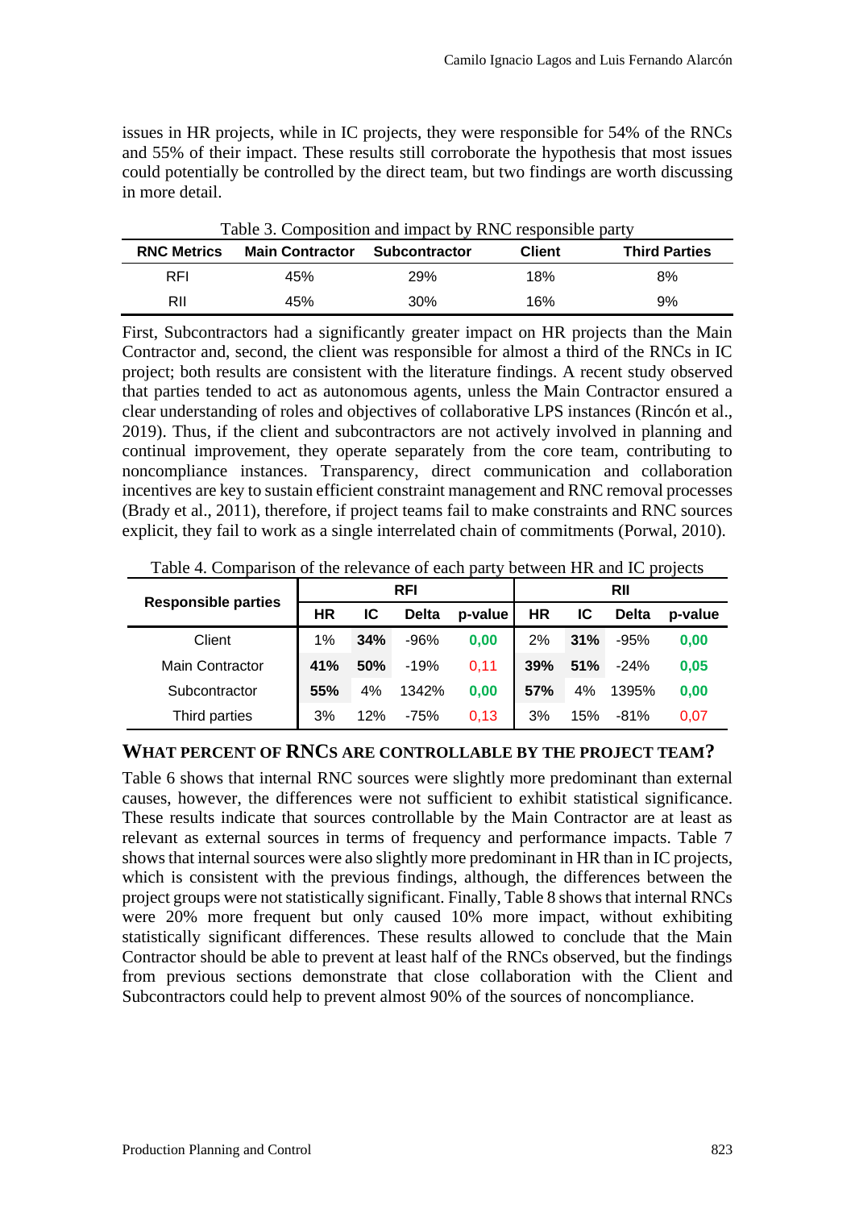issues in HR projects, while in IC projects, they were responsible for 54% of the RNCs and 55% of their impact. These results still corroborate the hypothesis that most issues could potentially be controlled by the direct team, but two findings are worth discussing in more detail.

Table 3. Composition and impact by RNC responsible party

| RNC Metrics | Main Contractor | Subcontractor | Client | Third Parties |
|---|---|---|---|---|
| RFI | 45% | 29% | 18% | 8% |
| RII | 45% | 30% | 16% | 9% |

First, Subcontractors had a significantly greater impact on HR projects than the Main Contractor and, second, the client was responsible for almost a third of the RNCs in IC project; both results are consistent with the literature findings. A recent study observed that parties tended to act as autonomous agents, unless the Main Contractor ensured a clear understanding of roles and objectives of collaborative LPS instances (Rincón et al., 2019). Thus, if the client and subcontractors are not actively involved in planning and continual improvement, they operate separately from the core team, contributing to noncompliance instances. Transparency, direct communication and collaboration incentives are key to sustain efficient constraint management and RNC removal processes (Brady et al., 2011), therefore, if project teams fail to make constraints and RNC sources explicit, they fail to work as a single interrelated chain of commitments (Porwal, 2010).

Table 4. Comparison of the relevance of each party between HR and IC projects

| Responsible parties | RFI | | | | RII | | | |
|---|---|---|---|---|---|---|---|---|
| | HR | IC | Delta | p-value | HR | IC | Delta | p-value |
| Client | 1% | **34%** | -96% | 0,00 | 2% | **31%** | -95% | 0,00 |
| Main Contractor | **41%** | **50%** | -19% | 0,11 | **39%** | **51%** | -24% | 0,05 |
| Subcontractor | **55%** | 4% | 1342% | 0,00 | **57%** | 4% | 1395% | 0,00 |
| Third parties | 3% | 12% | -75% | 0,13 | 3% | 15% | -81% | 0,07 |

## WHAT PERCENT OF RNCS ARE CONTROLLABLE BY THE PROJECT TEAM?

Table 6 shows that internal RNC sources were slightly more predominant than external causes, however, the differences were not sufficient to exhibit statistical significance. These results indicate that sources controllable by the Main Contractor are at least as relevant as external sources in terms of frequency and performance impacts. Table 7 shows that internal sources were also slightly more predominant in HR than in IC projects, which is consistent with the previous findings, although, the differences between the project groups were not statistically significant. Finally, Table 8 shows that internal RNCs were 20% more frequent but only caused 10% more impact, without exhibiting statistically significant differences. These results allowed to conclude that the Main Contractor should be able to prevent at least half of the RNCs observed, but the findings from previous sections demonstrate that close collaboration with the Client and Subcontractors could help to prevent almost 90% of the sources of noncompliance.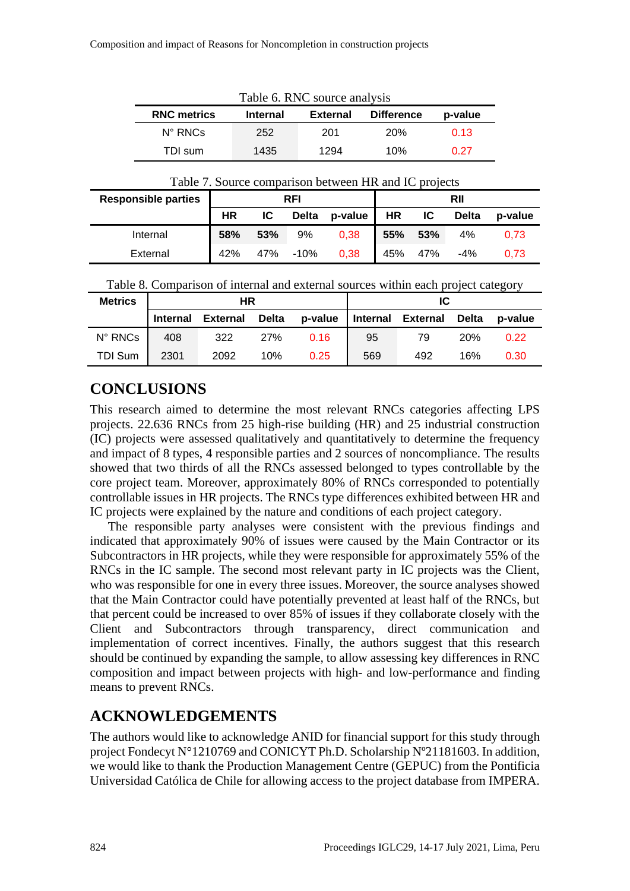Table 6. RNC source analysis

| RNC metrics | Internal | External | Difference | p-value |
|---|---|---|---|---|
| N° RNCs | 252 | 201 | 20% | 0.13 |
| TDI sum | 1435 | 1294 | 10% | 0.27 |

Table 7. Source comparison between HR and IC projects

| Responsible parties | RFI | | | | RII | | | |
|---|---|---|---|---|---|---|---|---|
| | HR | IC | Delta | p-value | HR | IC | Delta | p-value |
| Internal | **58%** | **53%** | 9% | 0,38 | **55%** | **53%** | 4% | 0,73 |
| External | 42% | 47% | -10% | 0,38 | 45% | 47% | -4% | 0,73 |

Table 8. Comparison of internal and external sources within each project category

| Metrics | HR | | | | IC | | | |
|---|---|---|---|---|---|---|---|---|
| | Internal | External | Delta | p-value | Internal | External | Delta | p-value |
| N° RNCs | 408 | 322 | 27% | 0.16 | 95 | 79 | 20% | 0.22 |
| TDI Sum | 2301 | 2092 | 10% | 0.25 | 569 | 492 | 16% | 0.30 |

# CONCLUSIONS

This research aimed to determine the most relevant RNCs categories affecting LPS projects. 22.636 RNCs from 25 high-rise building (HR) and 25 industrial construction (IC) projects were assessed qualitatively and quantitatively to determine the frequency and impact of 8 types, 4 responsible parties and 2 sources of noncompliance. The results showed that two thirds of all the RNCs assessed belonged to types controllable by the core project team. Moreover, approximately 80% of RNCs corresponded to potentially controllable issues in HR projects. The RNCs type differences exhibited between HR and IC projects were explained by the nature and conditions of each project category.

The responsible party analyses were consistent with the previous findings and indicated that approximately 90% of issues were caused by the Main Contractor or its Subcontractors in HR projects, while they were responsible for approximately 55% of the RNCs in the IC sample. The second most relevant party in IC projects was the Client, who was responsible for one in every three issues. Moreover, the source analyses showed that the Main Contractor could have potentially prevented at least half of the RNCs, but that percent could be increased to over 85% of issues if they collaborate closely with the Client and Subcontractors through transparency, direct communication and implementation of correct incentives. Finally, the authors suggest that this research should be continued by expanding the sample, to allow assessing key differences in RNC composition and impact between projects with high- and low-performance and finding means to prevent RNCs.

# ACKNOWLEDGEMENTS

The authors would like to acknowledge ANID for financial support for this study through project Fondecyt N°1210769 and CONICYT Ph.D. Scholarship Nº21181603. In addition, we would like to thank the Production Management Centre (GEPUC) from the Pontificia Universidad Católica de Chile for allowing access to the project database from IMPERA.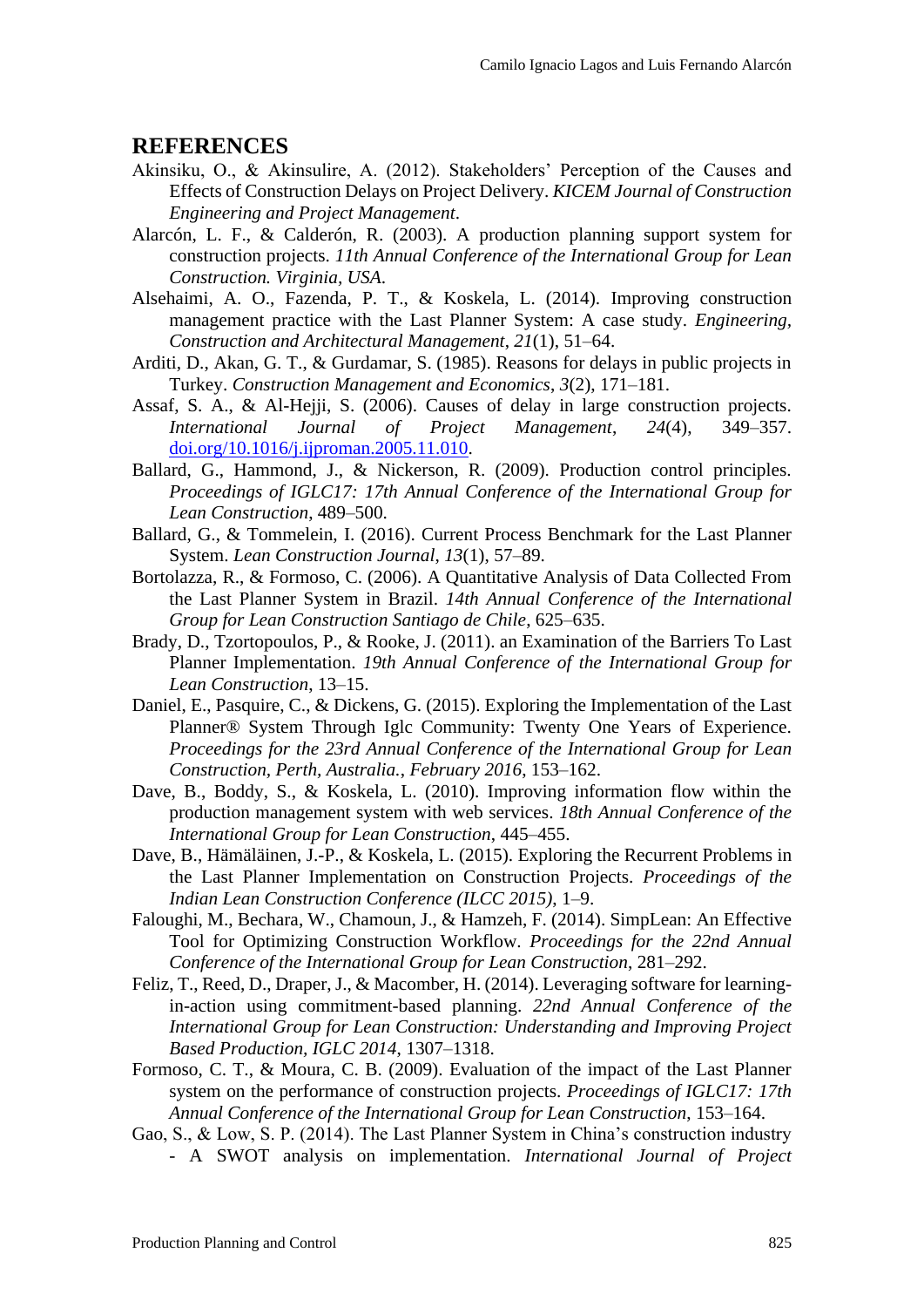## REFERENCES

Akinsiku, O., & Akinsulire, A. (2012). Stakeholders' Perception of the Causes and Effects of Construction Delays on Project Delivery. *KICEM Journal of Construction Engineering and Project Management*.

Alarcón, L. F., & Calderón, R. (2003). A production planning support system for construction projects. *11th Annual Conference of the International Group for Lean Construction. Virginia, USA*.

Alsehaimi, A. O., Fazenda, P. T., & Koskela, L. (2014). Improving construction management practice with the Last Planner System: A case study. *Engineering, Construction and Architectural Management*, *21*(1), 51–64.

Arditi, D., Akan, G. T., & Gurdamar, S. (1985). Reasons for delays in public projects in Turkey. *Construction Management and Economics*, *3*(2), 171–181.

Assaf, S. A., & Al-Hejji, S. (2006). Causes of delay in large construction projects. *International Journal of Project Management*, *24*(4), 349–357. doi.org/10.1016/j.ijproman.2005.11.010.

Ballard, G., Hammond, J., & Nickerson, R. (2009). Production control principles. *Proceedings of IGLC17: 17th Annual Conference of the International Group for Lean Construction*, 489–500.

Ballard, G., & Tommelein, I. (2016). Current Process Benchmark for the Last Planner System. *Lean Construction Journal*, *13*(1), 57–89.

Bortolazza, R., & Formoso, C. (2006). A Quantitative Analysis of Data Collected From the Last Planner System in Brazil. *14th Annual Conference of the International Group for Lean Construction Santiago de Chile*, 625–635.

Brady, D., Tzortopoulos, P., & Rooke, J. (2011). an Examination of the Barriers To Last Planner Implementation. *19th Annual Conference of the International Group for Lean Construction*, 13–15.

Daniel, E., Pasquire, C., & Dickens, G. (2015). Exploring the Implementation of the Last Planner® System Through Iglc Community: Twenty One Years of Experience. *Proceedings for the 23rd Annual Conference of the International Group for Lean Construction, Perth, Australia., February 2016*, 153–162.

Dave, B., Boddy, S., & Koskela, L. (2010). Improving information flow within the production management system with web services. *18th Annual Conference of the International Group for Lean Construction*, 445–455.

Dave, B., Hämäläinen, J.-P., & Koskela, L. (2015). Exploring the Recurrent Problems in the Last Planner Implementation on Construction Projects. *Proceedings of the Indian Lean Construction Conference (ILCC 2015)*, 1–9.

Faloughi, M., Bechara, W., Chamoun, J., & Hamzeh, F. (2014). SimpLean: An Effective Tool for Optimizing Construction Workflow. *Proceedings for the 22nd Annual Conference of the International Group for Lean Construction*, 281–292.

Feliz, T., Reed, D., Draper, J., & Macomber, H. (2014). Leveraging software for learning-in-action using commitment-based planning. *22nd Annual Conference of the International Group for Lean Construction: Understanding and Improving Project Based Production, IGLC 2014*, 1307–1318.

Formoso, C. T., & Moura, C. B. (2009). Evaluation of the impact of the Last Planner system on the performance of construction projects. *Proceedings of IGLC17: 17th Annual Conference of the International Group for Lean Construction*, 153–164.

Gao, S., & Low, S. P. (2014). The Last Planner System in China's construction industry - A SWOT analysis on implementation. *International Journal of Project*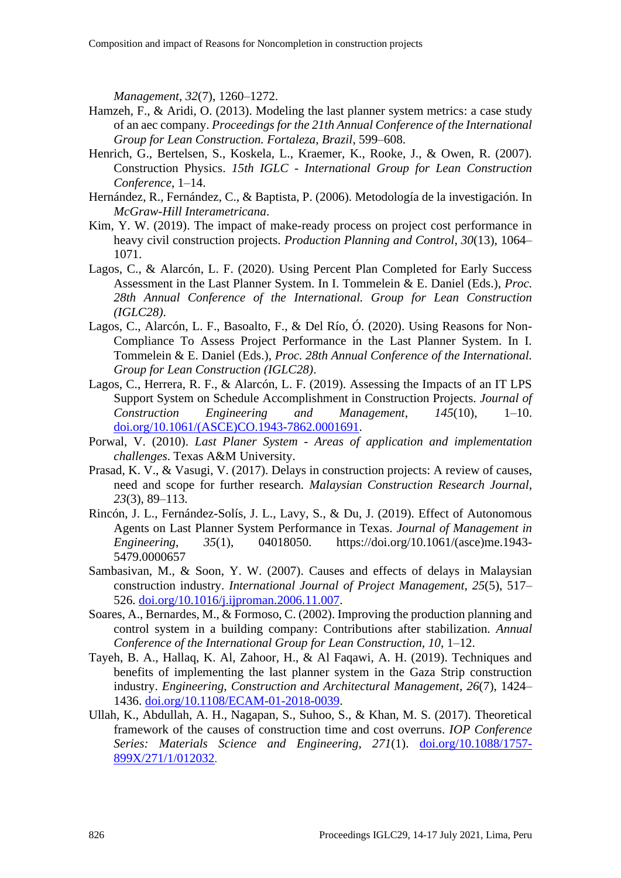*Management*, *32*(7), 1260–1272.

Hamzeh, F., & Aridi, O. (2013). Modeling the last planner system metrics: a case study of an aec company. *Proceedings for the 21th Annual Conference of the International Group for Lean Construction. Fortaleza, Brazil*, 599–608.

Henrich, G., Bertelsen, S., Koskela, L., Kraemer, K., Rooke, J., & Owen, R. (2007). Construction Physics. *15th IGLC - International Group for Lean Construction Conference*, 1–14.

Hernández, R., Fernández, C., & Baptista, P. (2006). Metodología de la investigación. In *McGraw-Hill Interametricana*.

Kim, Y. W. (2019). The impact of make-ready process on project cost performance in heavy civil construction projects. *Production Planning and Control*, *30*(13), 1064–1071.

Lagos, C., & Alarcón, L. F. (2020). Using Percent Plan Completed for Early Success Assessment in the Last Planner System. In I. Tommelein & E. Daniel (Eds.), *Proc. 28th Annual Conference of the International. Group for Lean Construction (IGLC28)*.

Lagos, C., Alarcón, L. F., Basoalto, F., & Del Río, Ó. (2020). Using Reasons for Non-Compliance To Assess Project Performance in the Last Planner System. In I. Tommelein & E. Daniel (Eds.), *Proc. 28th Annual Conference of the International. Group for Lean Construction (IGLC28)*.

Lagos, C., Herrera, R. F., & Alarcón, L. F. (2019). Assessing the Impacts of an IT LPS Support System on Schedule Accomplishment in Construction Projects. *Journal of Construction Engineering and Management*, *145*(10), 1–10. doi.org/10.1061/(ASCE)CO.1943-7862.0001691.

Porwal, V. (2010). *Last Planer System - Areas of application and implementation challenges*. Texas A&M University.

Prasad, K. V., & Vasugi, V. (2017). Delays in construction projects: A review of causes, need and scope for further research. *Malaysian Construction Research Journal*, *23*(3), 89–113.

Rincón, J. L., Fernández-Solís, J. L., Lavy, S., & Du, J. (2019). Effect of Autonomous Agents on Last Planner System Performance in Texas. *Journal of Management in Engineering*, *35*(1), 04018050. https://doi.org/10.1061/(asce)me.1943-5479.0000657

Sambasivan, M., & Soon, Y. W. (2007). Causes and effects of delays in Malaysian construction industry. *International Journal of Project Management*, *25*(5), 517–526. doi.org/10.1016/j.ijproman.2006.11.007.

Soares, A., Bernardes, M., & Formoso, C. (2002). Improving the production planning and control system in a building company: Contributions after stabilization. *Annual Conference of the International Group for Lean Construction*, *10*, 1–12.

Tayeh, B. A., Hallaq, K. Al, Zahoor, H., & Al Faqawi, A. H. (2019). Techniques and benefits of implementing the last planner system in the Gaza Strip construction industry. *Engineering, Construction and Architectural Management*, *26*(7), 1424–1436. doi.org/10.1108/ECAM-01-2018-0039.

Ullah, K., Abdullah, A. H., Nagapan, S., Suhoo, S., & Khan, M. S. (2017). Theoretical framework of the causes of construction time and cost overruns. *IOP Conference Series: Materials Science and Engineering*, *271*(1). doi.org/10.1088/1757-899X/271/1/012032.